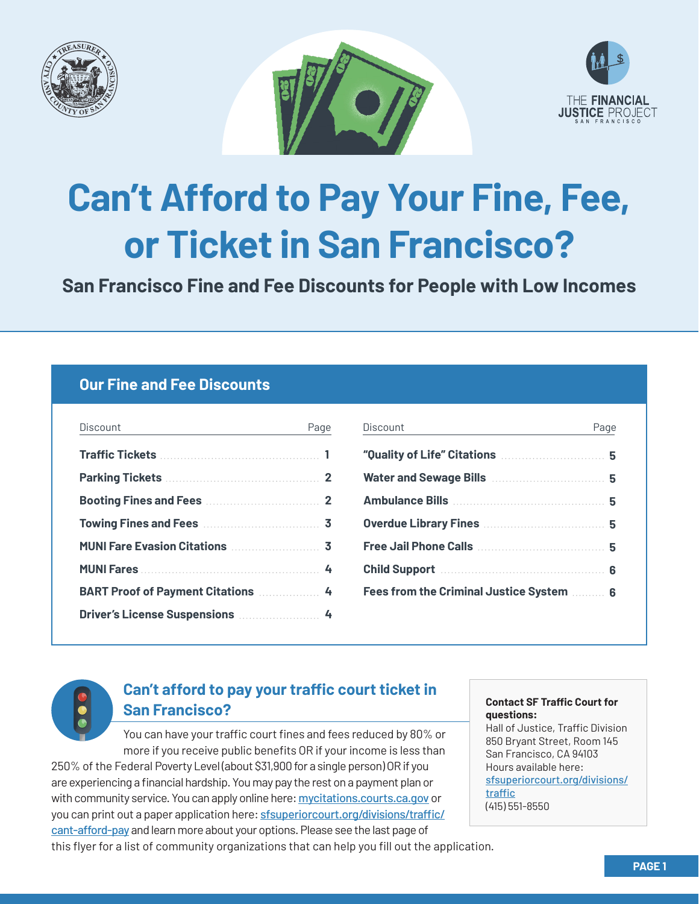# Can't Afford to Pay Your Fine, Fee, or Ticket in San Francisco?

**San Francisco Fine and Fee Discounts for People with Low Incomes**

## Our Fine and Fee Discounts

| Discount | Page |
|---|---|
| **Traffic Tickets** | **1** |
| **Parking Tickets** | **2** |
| **Booting Fines and Fees** | **2** |
| **Towing Fines and Fees** | **3** |
| **MUNI Fare Evasion Citations** | **3** |
| **MUNI Fares** | **4** |
| **BART Proof of Payment Citations** | **4** |
| **Driver's License Suspensions** | **4** |
| **"Quality of Life" Citations** | **5** |
| **Water and Sewage Bills** | **5** |
| **Ambulance Bills** | **5** |
| **Overdue Library Fines** | **5** |
| **Free Jail Phone Calls** | **5** |
| **Child Support** | **6** |
| **Fees from the Criminal Justice System** | **6** |

## Can't afford to pay your traffic court ticket in San Francisco?

You can have your traffic court fines and fees reduced by 80% or more if you receive public benefits OR if your income is less than 250% of the Federal Poverty Level (about $31,900 for a single person) OR if you are experiencing a financial hardship. You may pay the rest on a payment plan or with community service. You can apply online here: mycitations.courts.ca.gov or you can print out a paper application here: sfsuperiorcourt.org/divisions/traffic/cant-afford-pay and learn more about your options. Please see the last page of this flyer for a list of community organizations that can help you fill out the application.

**Contact SF Traffic Court for questions:**
Hall of Justice, Traffic Division
850 Bryant Street, Room 145
San Francisco, CA 94103
Hours available here: sfsuperiorcourt.org/divisions/traffic
(415) 551-8550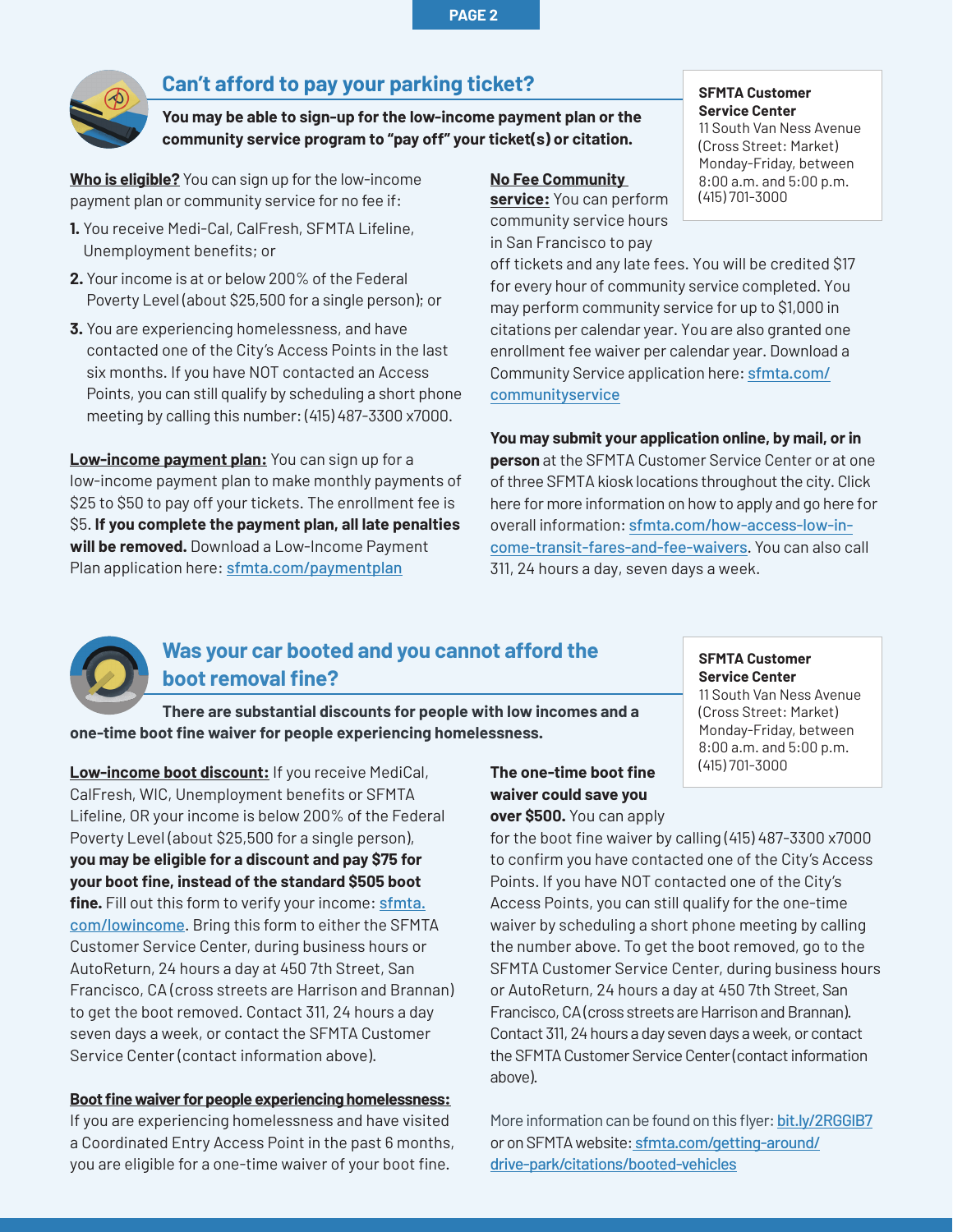## Can't afford to pay your parking ticket?

**You may be able to sign-up for the low-income payment plan or the community service program to "pay off" your ticket(s) or citation.**

**SFMTA Customer Service Center**
11 South Van Ness Avenue
(Cross Street: Market)
Monday-Friday, between 8:00 a.m. and 5:00 p.m.
(415) 701-3000

**Who is eligible?** You can sign up for the low-income payment plan or community service for no fee if:

1. You receive Medi-Cal, CalFresh, SFMTA Lifeline, Unemployment benefits; or
2. Your income is at or below 200% of the Federal Poverty Level (about $25,500 for a single person); or
3. You are experiencing homelessness, and have contacted one of the City's Access Points in the last six months. If you have NOT contacted an Access Points, you can still qualify by scheduling a short phone meeting by calling this number: (415) 487-3300 x7000.

**Low-income payment plan:** You can sign up for a low-income payment plan to make monthly payments of $25 to $50 to pay off your tickets. The enrollment fee is $5. **If you complete the payment plan, all late penalties will be removed.** Download a Low-Income Payment Plan application here: sfmta.com/paymentplan

**No Fee Community service:** You can perform community service hours in San Francisco to pay off tickets and any late fees. You will be credited $17 for every hour of community service completed. You may perform community service for up to $1,000 in citations per calendar year. You are also granted one enrollment fee waiver per calendar year. Download a Community Service application here: sfmta.com/communityservice

**You may submit your application online, by mail, or in person** at the SFMTA Customer Service Center or at one of three SFMTA kiosk locations throughout the city. Click here for more information on how to apply and go here for overall information: sfmta.com/how-access-low-income-transit-fares-and-fee-waivers. You can also call 311, 24 hours a day, seven days a week.

## Was your car booted and you cannot afford the boot removal fine?

**There are substantial discounts for people with low incomes and a one-time boot fine waiver for people experiencing homelessness.**

**SFMTA Customer Service Center**
11 South Van Ness Avenue
(Cross Street: Market)
Monday-Friday, between 8:00 a.m. and 5:00 p.m.
(415) 701-3000

**Low-income boot discount:** If you receive MediCal, CalFresh, WIC, Unemployment benefits or SFMTA Lifeline, OR your income is below 200% of the Federal Poverty Level (about $25,500 for a single person), **you may be eligible for a discount and pay $75 for your boot fine, instead of the standard $505 boot fine.** Fill out this form to verify your income: sfmta.com/lowincome. Bring this form to either the SFMTA Customer Service Center, during business hours or AutoReturn, 24 hours a day at 450 7th Street, San Francisco, CA (cross streets are Harrison and Brannan) to get the boot removed. Contact 311, 24 hours a day seven days a week, or contact the SFMTA Customer Service Center (contact information above).

**Boot fine waiver for people experiencing homelessness:** If you are experiencing homelessness and have visited a Coordinated Entry Access Point in the past 6 months, you are eligible for a one-time waiver of your boot fine.

**The one-time boot fine waiver could save you over $500.** You can apply for the boot fine waiver by calling (415) 487-3300 x7000 to confirm you have contacted one of the City's Access Points. If you have NOT contacted one of the City's Access Points, you can still qualify for the one-time waiver by scheduling a short phone meeting by calling the number above. To get the boot removed, go to the SFMTA Customer Service Center, during business hours or AutoReturn, 24 hours a day at 450 7th Street, San Francisco, CA (cross streets are Harrison and Brannan). Contact 311, 24 hours a day seven days a week, or contact the SFMTA Customer Service Center (contact information above).

More information can be found on this flyer: bit.ly/2RGGIB7 or on SFMTA website: sfmta.com/getting-around/drive-park/citations/booted-vehicles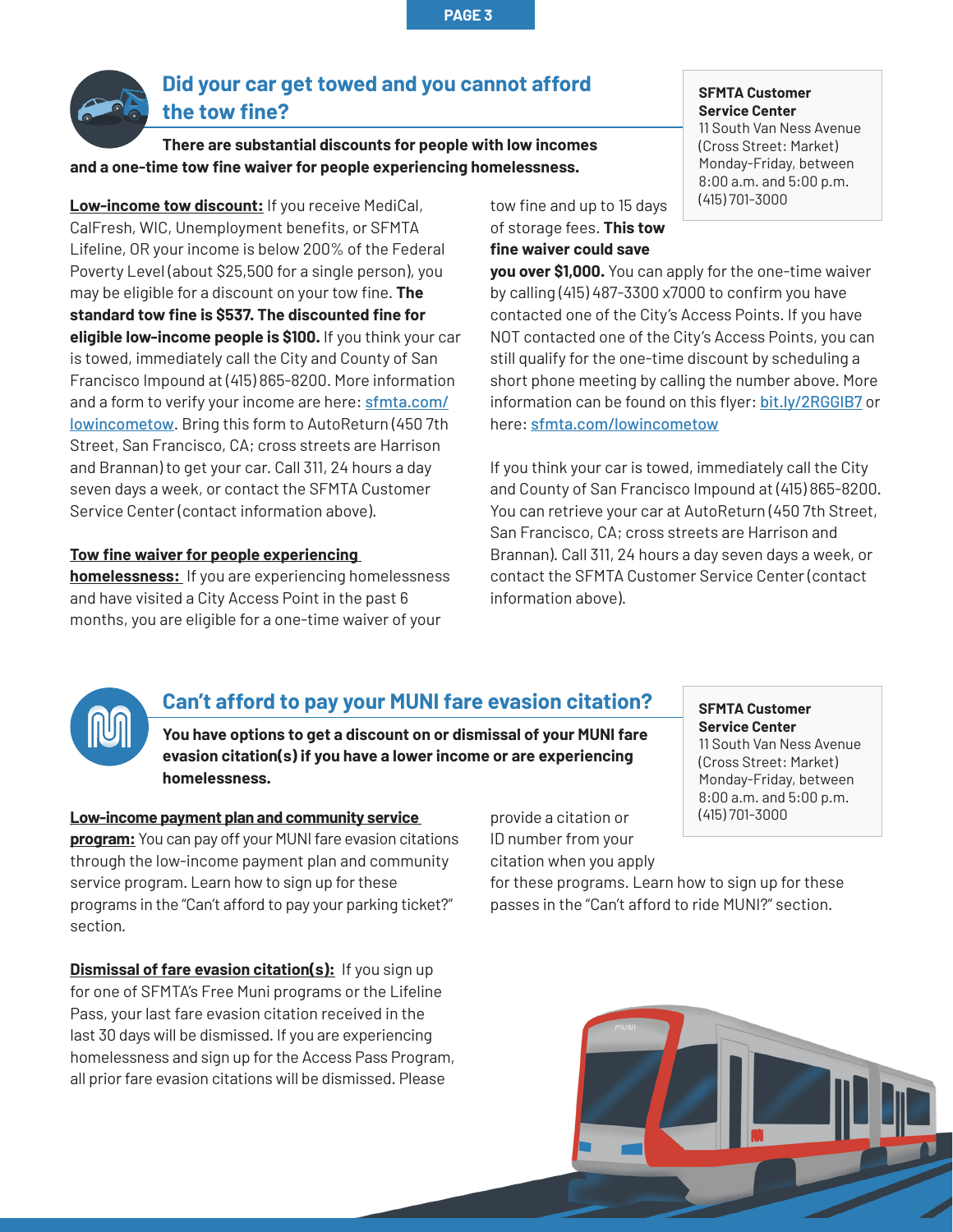## Did your car get towed and you cannot afford the tow fine?

**There are substantial discounts for people with low incomes and a one-time tow fine waiver for people experiencing homelessness.**

**SFMTA Customer Service Center**
11 South Van Ness Avenue
(Cross Street: Market)
Monday-Friday, between 8:00 a.m. and 5:00 p.m.
(415) 701-3000

**Low-income tow discount:** If you receive MediCal, CalFresh, WIC, Unemployment benefits, or SFMTA Lifeline, OR your income is below 200% of the Federal Poverty Level (about $25,500 for a single person), you may be eligible for a discount on your tow fine. **The standard tow fine is $537. The discounted fine for eligible low-income people is $100.** If you think your car is towed, immediately call the City and County of San Francisco Impound at (415) 865-8200. More information and a form to verify your income are here: sfmta.com/lowincometow. Bring this form to AutoReturn (450 7th Street, San Francisco, CA; cross streets are Harrison and Brannan) to get your car. Call 311, 24 hours a day seven days a week, or contact the SFMTA Customer Service Center (contact information above).

**Tow fine waiver for people experiencing homelessness:** If you are experiencing homelessness and have visited a City Access Point in the past 6 months, you are eligible for a one-time waiver of your tow fine and up to 15 days of storage fees. **This tow fine waiver could save you over $1,000.** You can apply for the one-time waiver by calling (415) 487-3300 x7000 to confirm you have contacted one of the City's Access Points. If you have NOT contacted one of the City's Access Points, you can still qualify for the one-time discount by scheduling a short phone meeting by calling the number above. More information can be found on this flyer: bit.ly/2RGGIB7 or here: sfmta.com/lowincometow

If you think your car is towed, immediately call the City and County of San Francisco Impound at (415) 865-8200. You can retrieve your car at AutoReturn (450 7th Street, San Francisco, CA; cross streets are Harrison and Brannan). Call 311, 24 hours a day seven days a week, or contact the SFMTA Customer Service Center (contact information above).

## Can't afford to pay your MUNI fare evasion citation?

**You have options to get a discount on or dismissal of your MUNI fare evasion citation(s) if you have a lower income or are experiencing homelessness.**

**SFMTA Customer Service Center**
11 South Van Ness Avenue
(Cross Street: Market)
Monday-Friday, between 8:00 a.m. and 5:00 p.m.
(415) 701-3000

**Low-income payment plan and community service program:** You can pay off your MUNI fare evasion citations through the low-income payment plan and community service program. Learn how to sign up for these programs in the "Can't afford to pay your parking ticket?" section.

**Dismissal of fare evasion citation(s):** If you sign up for one of SFMTA's Free Muni programs or the Lifeline Pass, your last fare evasion citation received in the last 30 days will be dismissed. If you are experiencing homelessness and sign up for the Access Pass Program, all prior fare evasion citations will be dismissed. Please provide a citation or ID number from your citation when you apply for these programs. Learn how to sign up for these passes in the "Can't afford to ride MUNI?" section.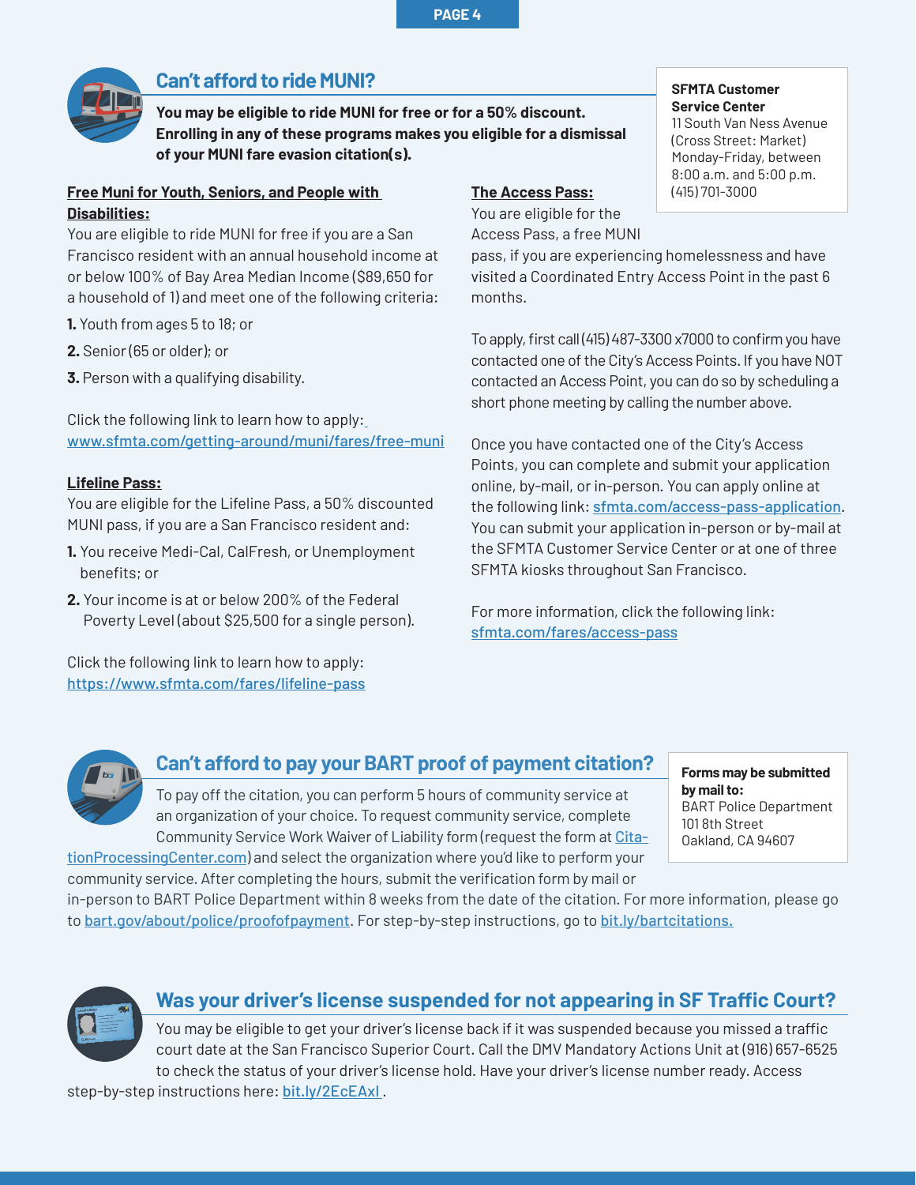## Can't afford to ride MUNI?

**You may be eligible to ride MUNI for free or for a 50% discount. Enrolling in any of these programs makes you eligible for a dismissal of your MUNI fare evasion citation(s).**

**SFMTA Customer Service Center**
11 South Van Ness Avenue
(Cross Street: Market)
Monday-Friday, between 8:00 a.m. and 5:00 p.m.
(415) 701-3000

**Free Muni for Youth, Seniors, and People with Disabilities:**

You are eligible to ride MUNI for free if you are a San Francisco resident with an annual household income at or below 100% of Bay Area Median Income ($89,650 for a household of 1) and meet one of the following criteria:

1. Youth from ages 5 to 18; or
2. Senior (65 or older); or
3. Person with a qualifying disability.

Click the following link to learn how to apply: www.sfmta.com/getting-around/muni/fares/free-muni

**Lifeline Pass:**

You are eligible for the Lifeline Pass, a 50% discounted MUNI pass, if you are a San Francisco resident and:

1. You receive Medi-Cal, CalFresh, or Unemployment benefits; or
2. Your income is at or below 200% of the Federal Poverty Level (about $25,500 for a single person).

Click the following link to learn how to apply: https://www.sfmta.com/fares/lifeline-pass

**The Access Pass:**

You are eligible for the Access Pass, a free MUNI pass, if you are experiencing homelessness and have visited a Coordinated Entry Access Point in the past 6 months.

To apply, first call (415) 487-3300 x7000 to confirm you have contacted one of the City's Access Points. If you have NOT contacted an Access Point, you can do so by scheduling a short phone meeting by calling the number above.

Once you have contacted one of the City's Access Points, you can complete and submit your application online, by-mail, or in-person. You can apply online at the following link: sfmta.com/access-pass-application. You can submit your application in-person or by-mail at the SFMTA Customer Service Center or at one of three SFMTA kiosks throughout San Francisco.

For more information, click the following link: sfmta.com/fares/access-pass

## Can't afford to pay your BART proof of payment citation?

**Forms may be submitted by mail to:**
BART Police Department
101 8th Street
Oakland, CA 94607

To pay off the citation, you can perform 5 hours of community service at an organization of your choice. To request community service, complete Community Service Work Waiver of Liability form (request the form at CitationProcessingCenter.com) and select the organization where you'd like to perform your community service. After completing the hours, submit the verification form by mail or in-person to BART Police Department within 8 weeks from the date of the citation. For more information, please go to bart.gov/about/police/proofofpayment. For step-by-step instructions, go to bit.ly/bartcitations.

## Was your driver's license suspended for not appearing in SF Traffic Court?

You may be eligible to get your driver's license back if it was suspended because you missed a traffic court date at the San Francisco Superior Court. Call the DMV Mandatory Actions Unit at (916) 657-6525 to check the status of your driver's license hold. Have your driver's license number ready. Access step-by-step instructions here: bit.ly/2EcEAxl .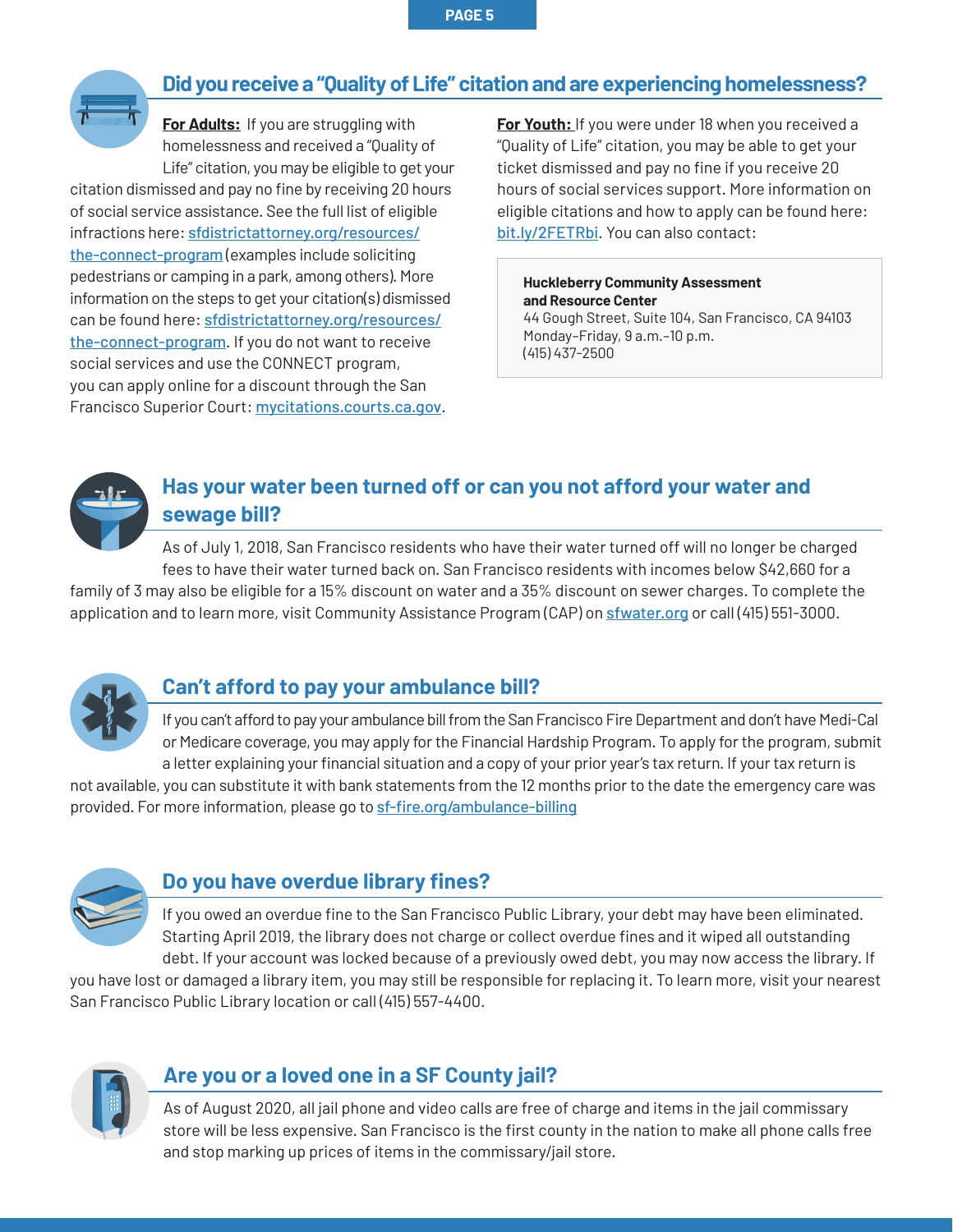## Did you receive a "Quality of Life" citation and are experiencing homelessness?

**For Adults:** If you are struggling with homelessness and received a "Quality of Life" citation, you may be eligible to get your citation dismissed and pay no fine by receiving 20 hours of social service assistance. See the full list of eligible infractions here: sfdistrictattorney.org/resources/the-connect-program (examples include soliciting pedestrians or camping in a park, among others). More information on the steps to get your citation(s) dismissed can be found here: sfdistrictattorney.org/resources/the-connect-program. If you do not want to receive social services and use the CONNECT program, you can apply online for a discount through the San Francisco Superior Court: mycitations.courts.ca.gov.

**For Youth:** If you were under 18 when you received a "Quality of Life" citation, you may be able to get your ticket dismissed and pay no fine if you receive 20 hours of social services support. More information on eligible citations and how to apply can be found here: bit.ly/2FETRbi. You can also contact:

**Huckleberry Community Assessment and Resource Center**
44 Gough Street, Suite 104, San Francisco, CA 94103
Monday–Friday, 9 a.m.–10 p.m.
(415) 437-2500

## Has your water been turned off or can you not afford your water and sewage bill?

As of July 1, 2018, San Francisco residents who have their water turned off will no longer be charged fees to have their water turned back on. San Francisco residents with incomes below $42,660 for a family of 3 may also be eligible for a 15% discount on water and a 35% discount on sewer charges. To complete the application and to learn more, visit Community Assistance Program (CAP) on sfwater.org or call (415) 551-3000.

## Can't afford to pay your ambulance bill?

If you can't afford to pay your ambulance bill from the San Francisco Fire Department and don't have Medi-Cal or Medicare coverage, you may apply for the Financial Hardship Program. To apply for the program, submit a letter explaining your financial situation and a copy of your prior year's tax return. If your tax return is not available, you can substitute it with bank statements from the 12 months prior to the date the emergency care was provided. For more information, please go to sf-fire.org/ambulance-billing

## Do you have overdue library fines?

If you owed an overdue fine to the San Francisco Public Library, your debt may have been eliminated. Starting April 2019, the library does not charge or collect overdue fines and it wiped all outstanding debt. If your account was locked because of a previously owed debt, you may now access the library. If you have lost or damaged a library item, you may still be responsible for replacing it. To learn more, visit your nearest San Francisco Public Library location or call (415) 557-4400.

## Are you or a loved one in a SF County jail?

As of August 2020, all jail phone and video calls are free of charge and items in the jail commissary store will be less expensive. San Francisco is the first county in the nation to make all phone calls free and stop marking up prices of items in the commissary/jail store.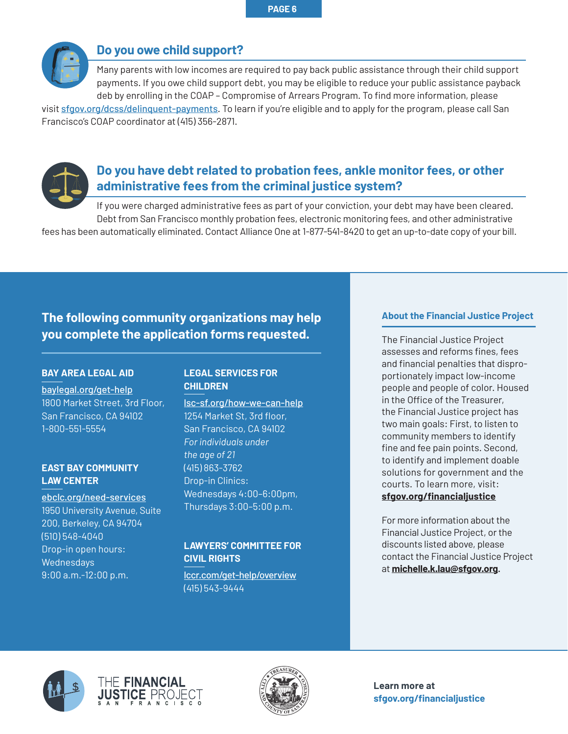## Do you owe child support?

Many parents with low incomes are required to pay back public assistance through their child support payments. If you owe child support debt, you may be eligible to reduce your public assistance payback deb by enrolling in the COAP – Compromise of Arrears Program. To find more information, please visit sfgov.org/dcss/delinquent-payments. To learn if you're eligible and to apply for the program, please call San Francisco's COAP coordinator at (415) 356-2871.

## Do you have debt related to probation fees, ankle monitor fees, or other administrative fees from the criminal justice system?

If you were charged administrative fees as part of your conviction, your debt may have been cleared. Debt from San Francisco monthly probation fees, electronic monitoring fees, and other administrative fees has been automatically eliminated. Contact Alliance One at 1-877-541-8420 to get an up-to-date copy of your bill.

## The following community organizations may help you complete the application forms requested.

### BAY AREA LEGAL AID

baylegal.org/get-help
1800 Market Street, 3rd Floor,
San Francisco, CA 94102
1-800-551-5554

### EAST BAY COMMUNITY LAW CENTER

ebclc.org/need-services
1950 University Avenue, Suite 200, Berkeley, CA 94704
(510) 548-4040
Drop-in open hours:
Wednesdays
9:00 a.m.-12:00 p.m.

### LEGAL SERVICES FOR CHILDREN

lsc-sf.org/how-we-can-help
1254 Market St, 3rd floor,
San Francisco, CA 94102
*For individuals under the age of 21*
(415) 863-3762
Drop-in Clinics:
Wednesdays 4:00-6:00pm,
Thursdays 3:00-5:00 p.m.

### LAWYERS' COMMITTEE FOR CIVIL RIGHTS

lccr.com/get-help/overview
(415) 543-9444

### About the Financial Justice Project

The Financial Justice Project assesses and reforms fines, fees and financial penalties that disproportionately impact low-income people and people of color. Housed in the Office of the Treasurer, the Financial Justice project has two main goals: First, to listen to community members to identify fine and fee pain points. Second, to identify and implement doable solutions for government and the courts. To learn more, visit: **sfgov.org/financialjustice**

For more information about the Financial Justice Project, or the discounts listed above, please contact the Financial Justice Project at **michelle.k.lau@sfgov.org**.

THE FINANCIAL JUSTICE PROJECT
SAN FRANCISCO

**Learn more at sfgov.org/financialjustice**